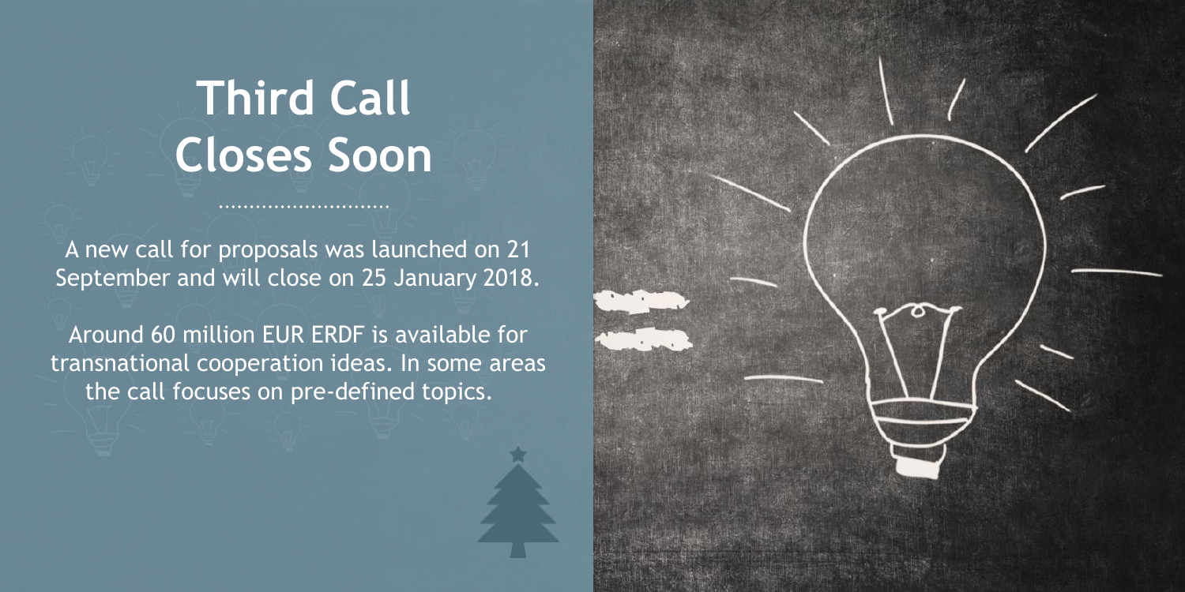# Third Call Closes Soon

A new call for proposals was launched on 21 September and will close on 25 January 2018.

Around 60 million EUR ERDF is available for transnational cooperation ideas. In some areas the call focuses on pre-defined topics.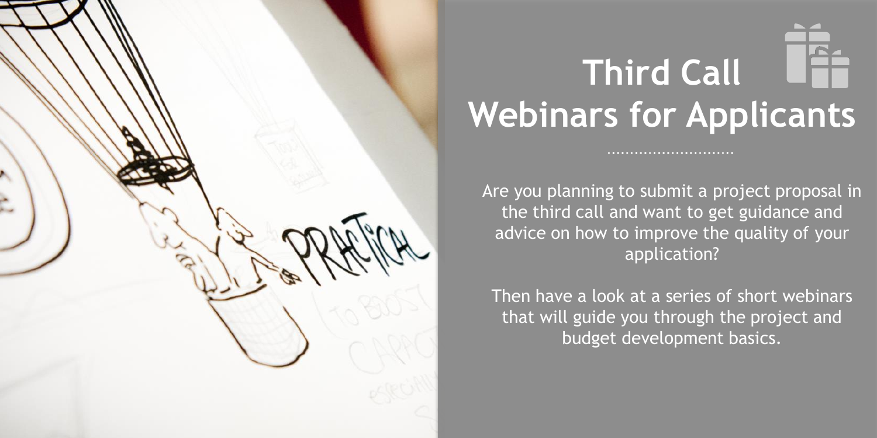# Third Call Webinars for Applicants

Are you planning to submit a project proposal in the third call and want to get guidance and advice on how to improve the quality of your application?

Then have a look at a series of short webinars that will guide you through the project and budget development basics.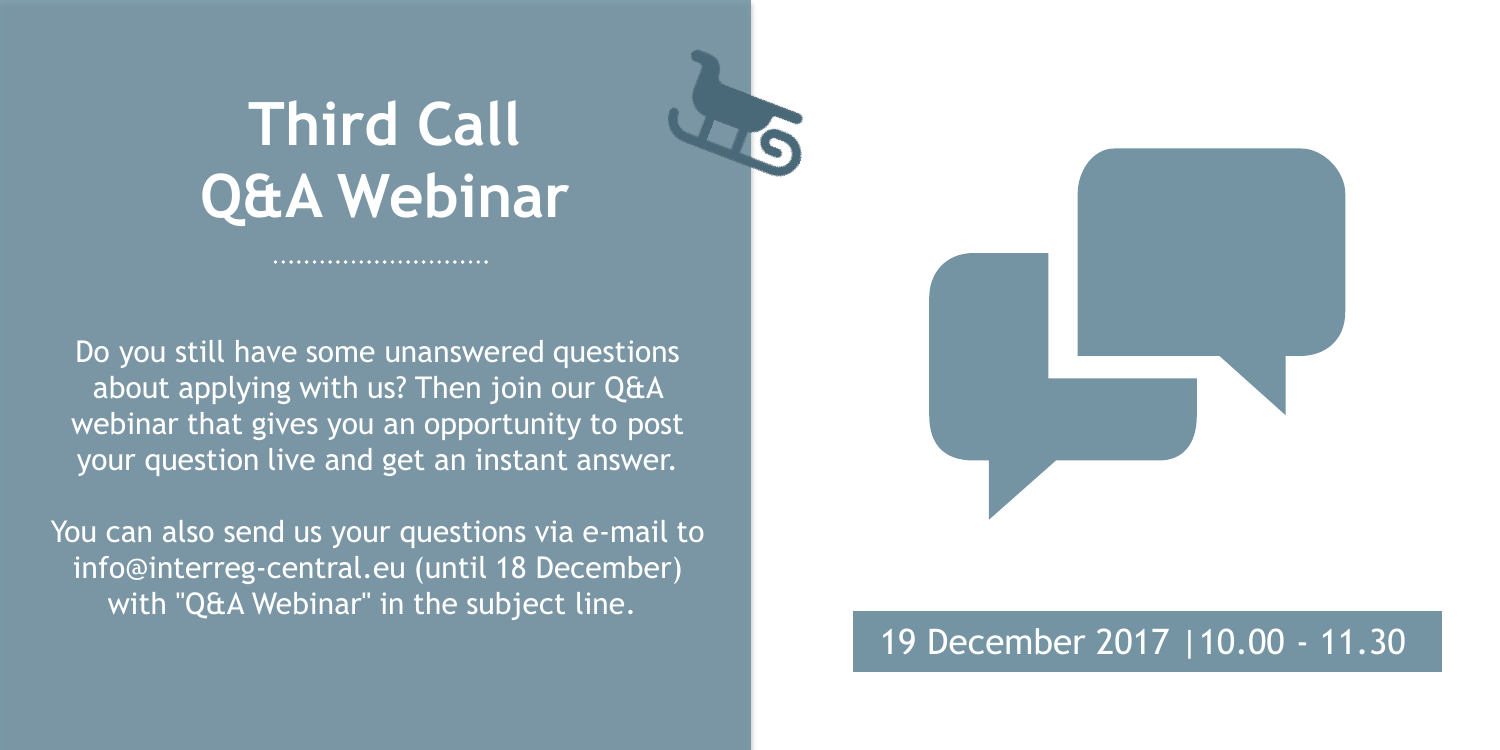# Third Call Q&A Webinar

Do you still have some unanswered questions about applying with us? Then join our Q&A webinar that gives you an opportunity to post your question live and get an instant answer.

You can also send us your questions via e-mail to info@interreg-central.eu (until 18 December) with "Q&A Webinar" in the subject line.

19 December 2017 |10.00 - 11.30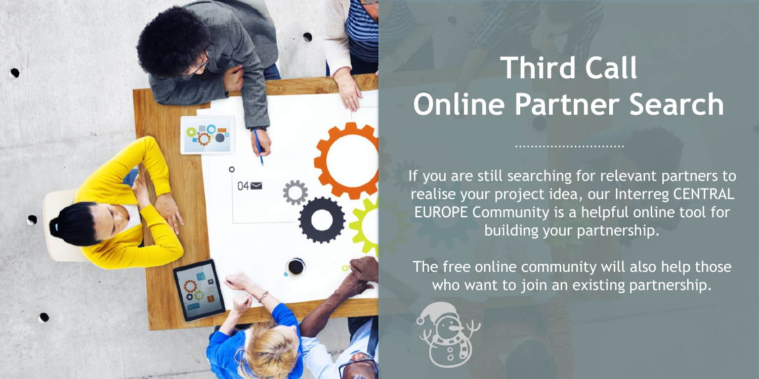# Third Call
# Online Partner Search

If you are still searching for relevant partners to realise your project idea, our Interreg CENTRAL EUROPE Community is a helpful online tool for building your partnership.

The free online community will also help those who want to join an existing partnership.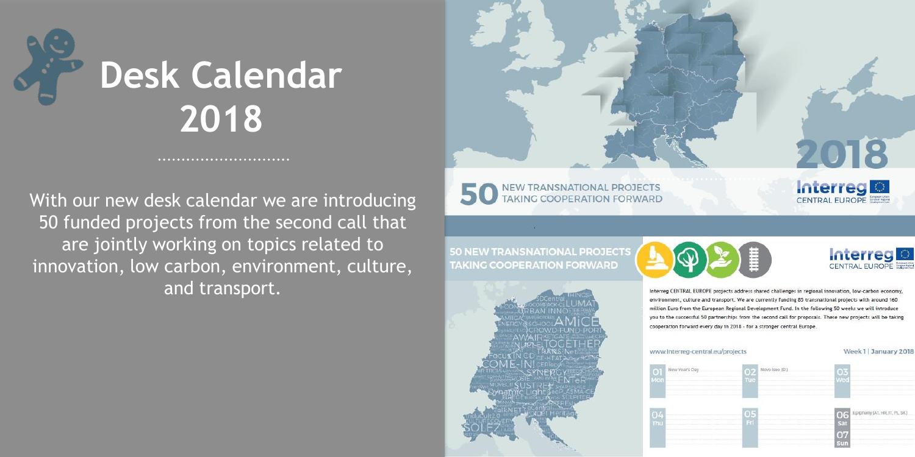# Desk Calendar 2018

With our new desk calendar we are introducing 50 funded projects from the second call that are jointly working on topics related to innovation, low carbon, environment, culture, and transport.

2018

50 NEW TRANSNATIONAL PROJECTS TAKING COOPERATION FORWARD

Interreg CENTRAL EUROPE

50 NEW TRANSNATIONAL PROJECTS TAKING COOPERATION FORWARD

Interreg CENTRAL EUROPE

Interreg CENTRAL EUROPE projects address shared challenges in regional innovation, low-carbon economy, environment, culture and transport. We are currently funding 85 transnational projects with around 160 million Euro from the European Regional Development Fund. In the following 50 weeks we will introduce you to the successful 50 partnerships from the second call for proposals. These new projects will be taking cooperation forward every day in 2018 - for a stronger central Europe.

www.interreg-central.eu/projects

Week 1 | January 2018

| | | |
|---|---|---|
| 01 Mon New Year's Day | 02 Tue Novo leto (SI) | 03 Wed |
| 04 Thu | 05 Fri | 06 Sat Epiphany (AT, HR, IT, PL, SK) |
| | | 07 Sun |